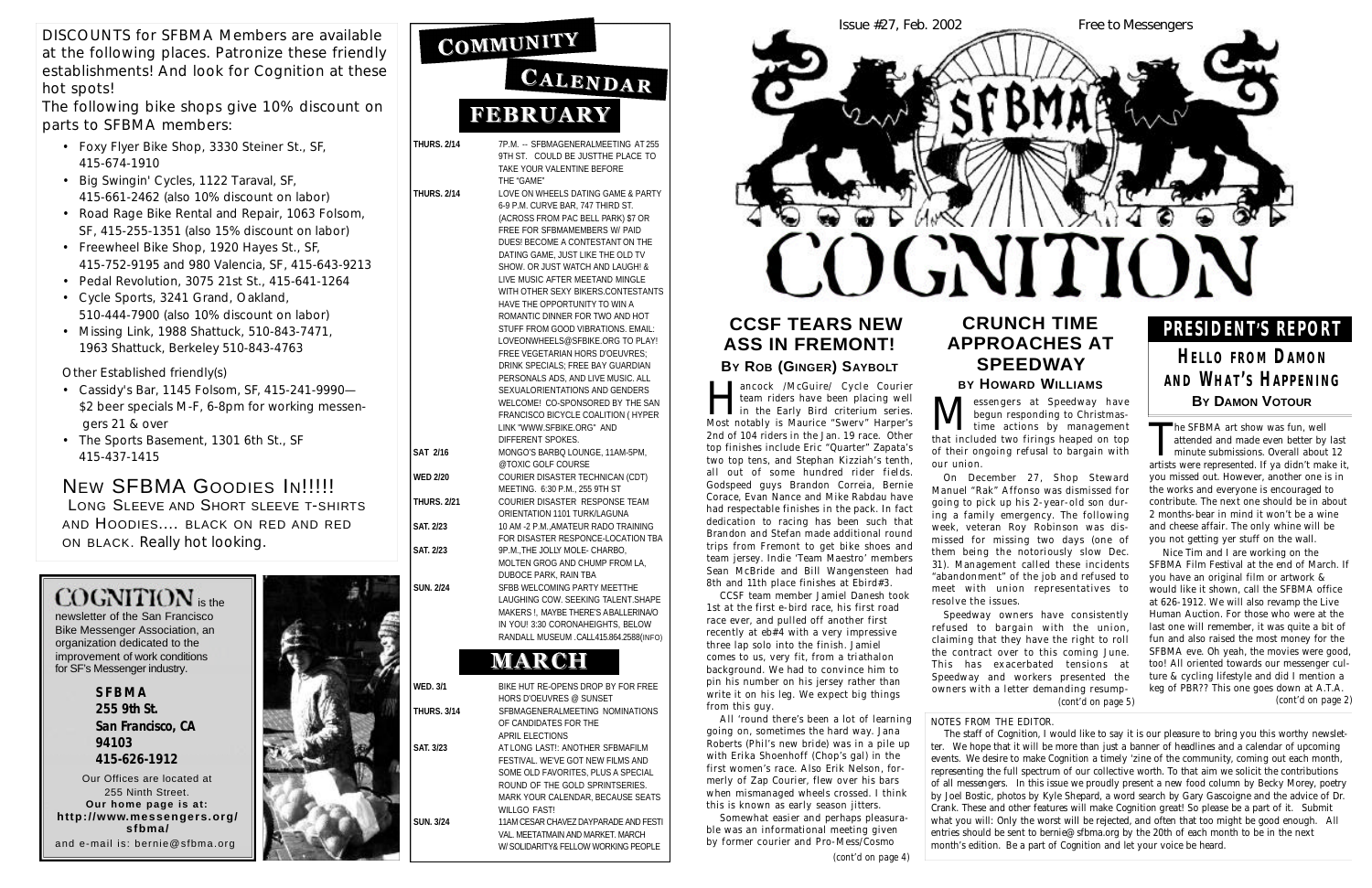DISCOUNTS for SFBMA Members are available at the following places. Patronize these friendly establishments! And look for Cognition at these hot spots!

The following bike shops give 10% discount on parts to SFBMA members:

- Foxy Flyer Bike Shop, 3330 Steiner St., SF, 415-674-1910
- Big Swingin' Cycles, 1122 Taraval, SF, 415-661-2462 (also 10% discount on labor)
- Road Rage Bike Rental and Repair, 1063 Folsom, SF, 415-255-1351 (also 15% discount on labor)
- Freewheel Bike Shop, 1920 Hayes St., SF, 415-752-9195 and 980 Valencia, SF, 415-643-9213
- Pedal Revolution, 3075 21st St., 415-641-1264
- Cycle Sports, 3241 Grand, Oakland, 510-444-7900 (also 10% discount on labor)
- Missing Link, 1988 Shattuck, 510-843-7471, 1963 Shattuck, Berkeley 510-843-4763

Other Established friendly(s)

- Cassidy's Bar, 1145 Folsom, SF, 415-241-9990—$2 beer specials M-F, 6-8pm for working messengers 21 & over
- The Sports Basement, 1301 6th St., SF 415-437-1415

## NEW SFBMA GOODIES IN!!!!!

LONG SLEEVE AND SHORT SLEEVE T-SHIRTS AND HOODIES.... BLACK ON RED AND RED ON BLACK. Really hot looking.

**COGNITION** is the newsletter of the San Francisco Bike Messenger Association, an organization dedicated to the improvement of work conditions for SF's Messenger industry.

**SFBMA**
**255 9th St.**
**San Francisco, CA**
**94103**
**415-626-1912**

Our Offices are located at 255 Ninth Street.
**Our home page is at: http://www.messengers.org/sfbma/**
and e-mail is: bernie@sfbma.org

## COMMUNITY CALENDAR

### FEBRUARY

| | |
|---|---|
| THURS. 2/14 | 7P.M. -- SFBMAGENERALMEETING AT 255 9TH ST. COULD BE JUSTTHE PLACE TO TAKE YOUR VALENTINE BEFORE THE "GAME" |
| THURS. 2/14 | LOVE ON WHEELS DATING GAME & PARTY 6-9 P.M. CURVE BAR, 747 THIRD ST. (ACROSS FROM PAC BELL PARK) $7 OR FREE FOR SFBMAMEMBERS W/ PAID DUES! BECOME A CONTESTANT ON THE DATING GAME, JUST LIKE THE OLD TV SHOW. OR JUST WATCH AND LAUGH! & LIVE MUSIC AFTER MEETAND MINGLE WITH OTHER SEXY BIKERS.CONTESTANTS HAVE THE OPPORTUNITY TO WIN A ROMANTIC DINNER FOR TWO AND HOT STUFF FROM GOOD VIBRATIONS. EMAIL: LOVEONWHEELS@SFBIKE.ORG TO PLAY! FREE VEGETARIAN HORS D'OEUVRES; DRINK SPECIALS; FREE BAY GUARDIAN PERSONALS ADS, AND LIVE MUSIC. ALL SEXUALORIENTATIONS AND GENDERS WELCOME! CO-SPONSORED BY THE SAN FRANCISCO BICYCLE COALITION ( HYPER LINK "WWW.SFBIKE.ORG" AND DIFFERENT SPOKES. |
| SAT 2/16 | MONGO'S BARBQ LOUNGE, 11AM-5PM, @TOXIC GOLF COURSE |
| WED 2/20 | COURIER DISASTER TECHNICAN (CDT) MEETING. 6:30 P.M., 255 9TH ST |
| THURS. 2/21 | COURIER DISASTER RESPONSE TEAM ORIENTATION 1101 TURK/LAGUNA |
| SAT. 2/23 | 10 AM -2 P.M.,AMATEUR RADIO TRAINING FOR DISASTER RESPONCE-LOCATION TBA |
| SAT. 2/23 | 9P.M.,THE JOLLY MOLE- CHARBO, MOLTEN GROG AND CHUMP FROM LA, DUBOCE PARK, RAIN TBA |
| SUN. 2/24 | SFBB WELCOMING PARTY MEETTHE LAUGHING COW. SEEKING TALENT.SHAPE MAKERS !, MAYBE THERE'S A BALLERINA/O IN YOU! 3:30 CORONAHEIGHTS, BELOW RANDALL MUSEUM .CALL415.864.2588(INFO) |

### MARCH

| | |
|---|---|
| WED. 3/1 | BIKE HUT RE-OPENS DROP BY FOR FREE HORS D'OEUVRES @ SUNSET |
| THURS. 3/14 | SFBMAGENERALMEETING NOMINATIONS OF CANDIDATES FOR THE APRIL ELECTIONS |
| SAT. 3/23 | AT LONG LAST!: ANOTHER SFBMAFILM FESTIVAL. WE'VE GOT NEW FILMS AND SOME OLD FAVORITES, PLUS A SPECIAL ROUND OF THE GOLD SPRINTSERIES. MARK YOUR CALENDAR, BECAUSE SEATS WILLGO FAST! |
| SUN. 3/24 | 11AM CESAR CHAVEZ DAYPARADE AND FESTIVAL. MEETATMAIN AND MARKET. MARCH W/ SOLIDARITY& FELLOW WORKING PEOPLE |

Issue #27, Feb. 2002 Free to Messengers

# COGNITION

## CCSF TEARS NEW ASS IN FREMONT!

### BY ROB (GINGER) SAYBOLT

Hancock /McGuire/ Cycle Courier team riders have been placing well in the Early Bird criterium series. Most notably is Maurice "Swerv" Harper's 2nd of 104 riders in the Jan. 19 race. Other top finishes include Eric "Quarter" Zapata's two top tens, and Stephan Kizziah's tenth, all out of some hundred rider fields. Godspeed guys Brandon Correia, Bernie Corace, Evan Nance and Mike Rabdau have had respectable finishes in the pack. In fact dedication to racing has been such that Brandon and Stefan made additional round trips from Fremont to get bike shoes and team jersey. Indie 'Team Maestro' members Sean McBride and Bill Wangensteen had 8th and 11th place finishes at Ebird#3.

CCSF team member Jamiel Danesh took 1st at the first e-bird race, his first road race ever, and pulled off another first recently at eb#4 with a very impressive three lap solo into the finish. Jamiel comes to us, very fit, from a triathalon background. We had to convince him to pin his number on his jersey rather than write it on his leg. We expect big things from this guy.

All 'round there's been a lot of learning going on, sometimes the hard way. Jana Roberts (Phil's new bride) was in a pile up with Erika Shoenhoff (Chop's gal) in the first women's race. Also Erik Nelson, formerly of Zap Courier, flew over his bars when mismanaged wheels crossed. I think this is known as early season jitters.

Somewhat easier and perhaps pleasurable was an informational meeting given by former courier and Pro-Mess/Cosmo

(cont'd on page 4)

## CRUNCH TIME APPROACHES AT SPEEDWAY

### BY HOWARD WILLIAMS

Messengers at Speedway have begun responding to Christmas-time actions by management that included two firings heaped on top of their ongoing refusal to bargain with our union.

On December 27, Shop Steward Manuel "Rak" Affonso was dismissed for going to pick up his 2-year-old son during a family emergency. The following week, veteran Roy Robinson was dismissed for missing two days (one of them being the notoriously slow Dec. 31). Management called these incidents "abandonment" of the job and refused to meet with union representatives to resolve the issues.

Speedway owners have consistently refused to bargain with the union, claiming that they have the right to roll the contract over to this coming June. This has exacerbated tensions at Speedway and workers presented the owners with a letter demanding resump-

(cont'd on page 5)

## PRESIDENT'S REPORT

### HELLO FROM DAMON AND WHAT'S HAPPENING

### BY DAMON VOTOUR

The SFBMA art show was fun, well attended and made even better by last minute submissions. Overall about 12 artists were represented. If ya didn't make it, you missed out. However, another one is in the works and everyone is encouraged to contribute. The next one should be in about 2 months-bear in mind it won't be a wine and cheese affair. The only whine will be you not getting yer stuff on the wall.

Nice Tim and I are working on the SFBMA Film Festival at the end of March. If you have an original film or artwork & would like it shown, call the SFBMA office at 626-1912. We will also revamp the Live Human Auction. For those who were at the last one will remember, it was quite a bit of fun and also raised the most money for the SFBMA eve. Oh yeah, the movies were good, too! All oriented towards our messenger culture & cycling lifestyle and did I mention a keg of PBR?? This one goes down at A.T.A.

(cont'd on page 2)

NOTES FROM THE EDITOR.

The staff of Cognition, I would like to say it is our pleasure to bring you this worthy newsletter. We hope that it will be more than just a banner of headlines and a calendar of upcoming events. We desire to make Cognition a timely 'zine of the community, coming out each month, representing the full spectrum of our collective worth. To that aim we solicit the contributions of all messengers. In this issue we proudly present a new food column by Becky Morey, poetry by Joel Bostic, photos by Kyle Shepard, a word search by Gary Gascoigne and the advice of Dr. Crank. These and other features will make Cognition great! So please be a part of it. Submit what you will: Only the worst will be rejected, and often that too might be good enough. All entries should be sent to bernie@sfbma.org by the 20th of each month to be in the next month's edition. Be a part of Cognition and let your voice be heard.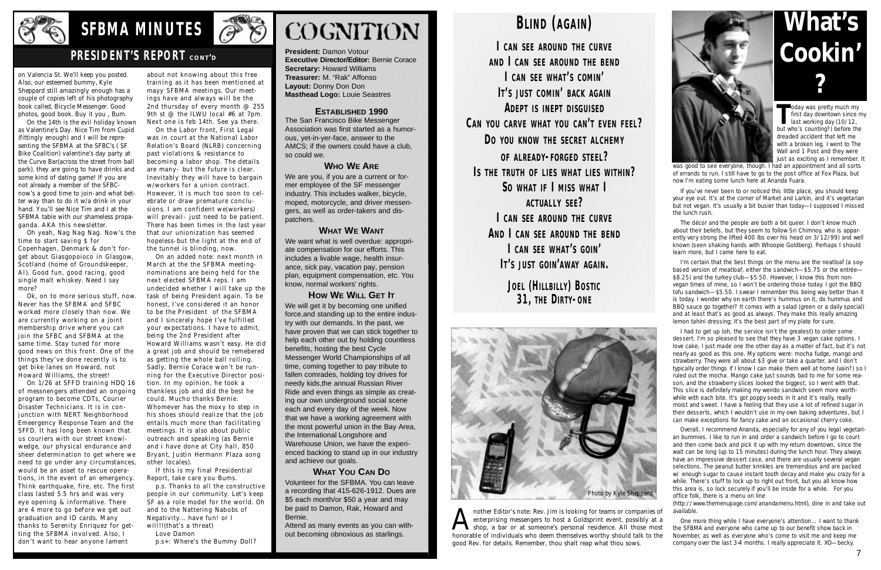# SFBMA MINUTES

## PRESIDENT'S REPORT CONT'D

on Valencia St. We'll keep you posted. Also, our esteemed bummy, Kyle Sheppard still amazingly enough has a couple of copies left of his photography book called, Bicycle Messenger. Good photos, good book. Buy it you , Bum.

On the 14th is the evil holiday known as Valentine's Day. Nice Tim from Cupid (fittingly enough) and I will be representing the SFBMA at the SFBC's ( SF Bike Coalition) valentine's day party at the Curve Bar(across the street from ball park). they are going to have drinks and some kind of dating game! If you are not already a member of the SFBC-now's a good time to join-and what better way than to do it w/a drink in your hand. You'll see Nice Tim and I at the SFBMA table with our shameless propaganda. AKA this newsletter.

Oh yeah, Nag Nag Nag. Now's the time to start saving $ for Copenhagen, Denmark & don't forget about Giasgopoioco in Glasgow, Scotland (home of Groundskeeper, Al). Good fun, good racing, good single malt whiskey. Need I say more?

Ok, on to more serious stuff, now. Never has the SFBMA and SFBC worked more closely than now. We are currently working on a joint membership drive where you can join the SFBC and SFBMA at the same time. Stay tuned for more good news on this front. One of the things they've done recently is to get bike lanes on Howard, not Howard Williams, the street!

On 1/26 at SFFD training HDQ 16 of messnengers attended an ongoing program to become CDTs, Courier Disaster Technicians. It is in conjunction with NERT Neighborhood Emeergency Response Team and the SFFD. It has long been known that us couriers with our street knowlwedge, our physical endurance and sheer determination to get where we need to go under any circumstances, would be an asset to rescue operations, in the event of an emergency. Think earthquake, fire, etc. The first class lasted 5.5 hrs and was very eye opening & informative. There are 4 more to go before we get out graduation and ID cards. Many thanks to Serenity Enriquez for getting the SFBMA involved. Also, I don't want to hear anyone lament about not knowing about this free training as it has been mentioned at mayy SFBMA meetings. Our meetings have and always will be the 2nd thursday of every month @ 255 9th st @ the ILWU local #6 at 7pm. Next one is feb 14th. See ya there.

On the Labor front, First Legal was in court at the National Labor Relation's Board (NLRB) concerning past violations & resistance to becoming a labor shop. The details are many- but the future is clear. Inevitably they will have to bargain w/workers for a union contract. However, it is much too soon to celebrate or draw premature conclusions. I am confident we(workers) will prevail- just need to be patient. There has been times in the last year that our unionization has seemed hopeless-but the light at the end of the tunnel is blinding, now.

On an added note: next month in March at the the SFBMA meeting-nominations are being held for the next elected SFBMA reps. I am undecided whether I will take up the task of being President again. To be honest, I've considered it an honor to be the President of the SFBMA and I sincerely hope I've fulfilled your expectations. I have to admit, being the 2nd President after Howard Williams wasn't easy. He did a great job and should be remebered as getting the whole ball rolling. Sadly, Bernie Corace won't be running for the Executive Director position. In my opinion, he took a thankless job and did the best he could. Mucho thanks Bernie. Whomever has the moxy to step in his shoes should realize that the job entails much more than facilitating meetings. It is also about public outreach and speaking (as Bernie and i have done at City hall, 850 Bryant, Justin Hermann Plaza aong other locales).

If this is my final Presidential Report, take care you Bums.

p.s. Thanks to all the constructive people in our community. Let's keep SF as a role model for the world. Oh and to the Nattering Nabobs of Negativity... have fun! or I will!!!(that's a threat)

Love Damon

p.s+: Where's the Bummy Doll?

# COGNITION

**President:** Damon Votour
**Executive Director/Editor:** Bernie Corace
**Secretary:** Howard Williams
**Treasurer:** M. "Rak" Affonso
**Layout:** Donny Don Don
**Masthead Logo:** Louie Seastres

### ESTABLISHED 1990

The San Francisco Bike Messenger Association was first started as a humorous, yet-in-yer-face, answer to the AMCS; if the owners could have a club, so could we.

### WHO WE ARE

We are you, if you are a current or former employee of the SF messenger industry. This includes walker, bicycle, moped, motorcycle, and driver messengers, as well as order-takers and dispatchers.

### WHAT WE WANT

We want what is well overdue: appropriate compensation for our efforts. This includes a livable wage, health insurance, sick pay, vacation pay, pension plan, equipment compensation, etc. You know, normal workers' rights.

### HOW WE WILL GET IT

We will get it by becoming one unified force,and standing up to the entire industry with our demands. In the past, we have proven that we can stick together to help each other out by holding countless benefits, hosting the best Cycle Messenger World Championships of all time, coming together to pay tribute to fallen comrades, holding toy drives for needy kids,the annual Russian River Ride and even things as simple as creating our own underground social scene each and every day of the week. Now that we have a working agreement with the most powerful union in the Bay Area, the International Longshore and Warehouse Union, we have the experienced backing to stand up in our industry and achieve our goals.

### WHAT YOU CAN DO

Volunteer for the SFBMA. You can leave a recording that 415-626-1912. Dues are $5 each month/or $50 a year and may be paid to Damon, Rak, Howard and Bernie.

Attend as many events as you can without becoming obnoxious as starlings.

## BLIND (AGAIN)

I CAN SEE AROUND THE CURVE
AND I CAN SEE AROUND THE BEND
I CAN SEE WHAT'S COMIN'
IT'S JUST COMIN' BACK AGAIN
ADEPT IS INEPT DISGUISED
CAN YOU CARVE WHAT YOU CAN'T EVEN FEEL?
DO YOU KNOW THE SECRET ALCHEMY
OF ALREADY-FORGED STEEL?
IS THE TRUTH OF LIES WHAT LIES WITHIN?
SO WHAT IF I MISS WHAT I
ACTUALLY SEE?
I CAN SEE AROUND THE CURVE
AND I CAN SEE AROUND THE BEND
I CAN SEE WHAT'S GOIN'
IT'S JUST GOIN'AWAY AGAIN.

JOEL (HILLBILLY) BOSTIC
31, THE DIRTY-ONE

Photo by Kyle Sheppard

Another Editor's note: Rev. Jim is looking for teams or companies of enterprising messengers to host a Goldsprint event, possibly at a shop, a bar or at someone's personal residence. All those most honorable of individuals who deem themselves worthy should talk to the good Rev. for details. Remember, thou shalt reap what thou sows.

# What's Cookin'?

Today was pretty much my first day downtown since my last working day (10/12, but who's counting?) before the dreaded accident that left me with a broken leg. I went to The Wall and 1 Post and they were just as exciting as I remember. It was good to see everyone, though. I had an appointment and all sorts of errands to run. I still have to go to the post office at Fox Plaza, but now I'm eating some lunch here at Ananda Fuara.

If you've never been to or noticed this little place, you should keep your eye out. It's at the corner of Market and Larkin, and it's vegetarian but not vegan. It's usually a bit busier than today—I supposed I missed the lunch rush.

The décor and the people are both a bit queer. I don't know much about their beliefs, but they seem to follow Sri Chimnoy, who is apparently very strong (he lifted 400 lbs over his head on 3/12/99) and well known (seen shaking hands with Whoopie Goldberg). Perhaps I should learn more, but I came here to eat.

I'm certain that the best things on the menu are the neatloaf (a soy-based version of meatloaf, either the sandwich—$5.75 or the entrée—$8.25) and the turkey club—$5.50. However, I know this from non-vegan times of mine, so I won't be ordering those today. I got the BBQ tofu sandwich—$5.50. I swear I remember this being way better than it is today. I wonder why on earth there's hummus on it, do hummus and BBQ sauce go together? It comes with a salad (green or a daily special) and at least that's as good as always. They make this really amazing lemon tahini dressing; it's the best part of my plate for sure.

I had to get up (oh, the service isn't the greatest) to order some dessert. I'm so pleased to see that they have 3 vegan cake options. I love cake, I just made one the other day as a matter of fact, but it's not nearly as good as this one. My options were: mocha fudge, mango and strawberry. They were all about $3 give or take a quarter, and I don't typically order things if I know I can make them well at home (vain?) so I ruled out the mocha. Mango cake just sounds bad to me for some reason, and the strawberry slices looked the biggest, so I went with that. This slice is definitely making my weirdo sandwich seem more worthwhile with each bite. It's got poppy seeds in it and it's really, really moist and sweet. I have a feeling that they use a lot of refined sugar in their desserts, which I wouldn't use in my own baking adventures, but I can make exceptions for fancy cake and an occasional cherry coke.

Overall, I recommend Ananda, especially for any of you legal vegetarian bummies. I like to run in and order a sandwich before I go to court and then come back and pick it up with my return downtown, since the wait can be long (up to 15 minutes) during the lunch hour. They always have an impressive dessert case, and there are usually several vegan selections. The peanut butter krinkles are tremendous and are packed w/ enough sugar to cause instant tooth decay and make you crazy for a while. There's stuff to lock up to right out front, but you all know how this area is, so lock securely if you'll be inside for a while. For you office folk, there is a menu on line (http://www.themenupage.com/anandamenu.html), dine in and take out available.

One more thing while I have everyone's attention... I want to thank the SFBMA and everyone who came up to our benefit show back in November, as well as everyone who's come to visit me and keep me company over the last 3-4 months. I really appreciate it. XO—becky.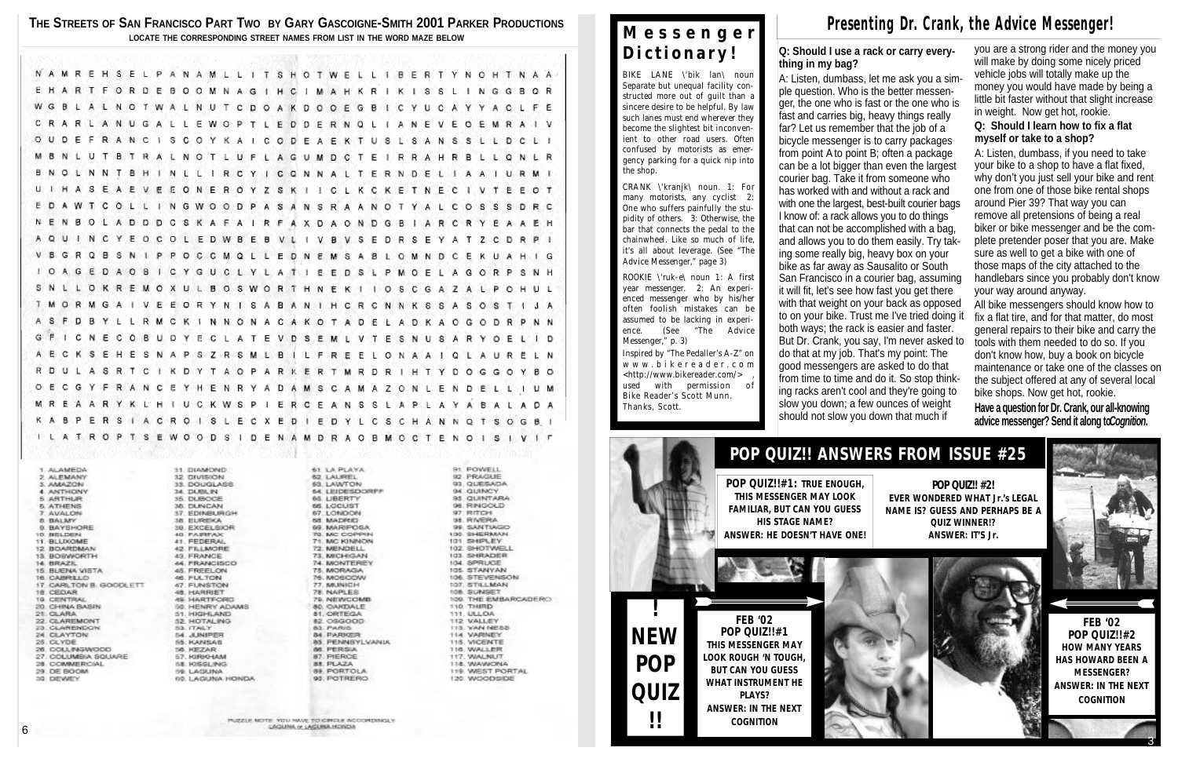## THE STREETS OF SAN FRANCISCO PART TWO BY GARY GASCOIGNE-SMITH 2001 PARKER PRODUCTIONS

LOCATE THE CORRESPONDING STREET NAMES FROM LIST IN THE WORD MAZE BELOW

```
N A M R E H S E L P A N A M L L I T S H O T W E L L I B E R T Y N O H T N A A
E H A R T F O R D E B O O M N A G I H C I M A H K R I K I S S L I N G G B O R
W G B L A L N O T W A L N U T C D O A K D O O E G B I C Y U C A Y Y A C L F E
C R A R L A N U G A L L E W O P T L E D D E R N Q L I A N E V E O E M R A I V
O U D E F R A N C I S C O Y K A I C O D E A E K T U S L S A N S S L L D C L I
M B N L U T B T R A L N O T L U F L A G U M D C T E I R R A H R B L L Q N L R
B N O L N N T B H I N L L I R C Y I C Q N N A L T E R N D E L I A A I U R M I
U I H A S E A E V E E O N E R O Y Z S K I I C L K C K E T N E C I V T E E O T
E D A W T C O L L I N G W O O D P A S A N S R A A N O T Y A L C O S S S D R C
N E N B O L A D D D C S K A F A I R F A X D A O N D G B I A R C R Y E A A E H
A Q U I N C Y E O C O L E D W B E B V L I V B V S E D R S E Y A T Z C D R P I
V B G R Q B S N I P P O C C M Q L L E D N E M S A B L O M N D C E K U A H I G
I O A G E D A O B I C Y G U C L Y L A T I E E D S L P M O E L A G O R P S N H
S N L L O K R E M O X U L B O S W O R T H N E K I I O S C G A Z A L P O H U L
T M O R M G A I V E E O R Y N I S A B A N I H C R C N N K S S A S O S T I J A
A S F D B Y L L R M C K I N N O N A C A K O T A D E L A D K A O G O D R P N N
G F I C N E C O B U D Y E C L A T E V D S E M L V T E S N U S A R Y O E L I D
A E C K S E H E S N A P S Z R S M L B I L F R E E L O N A A I Q L A U R E L N
R D U L A S R T C I K D Y T A O P A R K E R T M R D R I H T Y D O G G O Y B O
O E C G Y F R A N C E Y H E N R Y A D A M S C A M A Z O N L E N D E L L I U M
M R E A A R Y K L H I U C K W S P I E R C E A N S S L A P L A Y A B A L A D A
K A B P E R S I A C R O I S L E C X E D I E D Y L C S C H A N N Q T S O G B I
I L A T R O P T S E W O O D S I D E N A M D R A O B M O C T E N O I S I V I F
```

1. ALAMEDA
2. ALEMANY
3. AMAZON
4. ANTHONY
5. ARTHUR
6. ATHENS
7. AVALON
8. BALMY
9. BAYSHORE
10. BELDEN
11. BLUXOME
12. BOARDMAN
13. BOSWORTH
14. BRAZIL
15. BUENA VISTA
16. CABRILLO
17. CARLTON B. GOODLETT
18. CEDAR
19. CENTRAL
20. CHINA BASIN
21. CLARA
22. CLAREMONT
23. CLARENDON
24. CLAYTON
25. CLYDE
26. COLLINGWOOD
27. COLUMBIA SQUARE
28. COMMERCIAL
29. DE BOOM
30. DEWEY
31. DIAMOND
32. DIVISION
33. DOUGLASS
34. DUBLIN
35. DUBOCE
36. DUNCAN
37. EDINBURGH
38. EUREKA
39. EXCELSIOR
40. FAIRFAX
41. FEDERAL
42. FILLMORE
43. FRANCE
44. FRANCISCO
45. FREELON
46. FULTON
47. FUNSTON
48. HARRIET
49. HARTFORD
50. HENRY ADAMS
51. HIGHLAND
52. HOTALING
53. ITALY
54. JUNIPER
55. KANSAS
56. KEZAR
57. KIRKHAM
58. KISSLING
59. LAGUNA
60. LAGUNA HONDA
61. LA PLAYA
62. LAUREL
63. LAWTON
64. LEIDESDORFF
65. LIBERTY
66. LOCUST
67. LONDON
68. MADRID
69. MARIPOSA
70. MC COPPIN
71. MC KINNON
72. MENDELL
73. MICHIGAN
74. MONTEREY
75. MORAGA
76. MOSCOW
77. MUNICH
78. NAPLES
79. NEWCOMB
80. OAKDALE
81. ORTEGA
82. OSGOOD
83. PARIS
84. PARKER
85. PENNSYLVANIA
86. PERSIA
87. PIERCE
88. PLAZA
89. PORTOLA
90. POTRERO
91. POWELL
92. PRAGUE
93. QUESADA
94. QUINCY
95. QUINTARA
96. RINGOLD
97. RITCH
98. RIVERA
99. SANTIAGO
100. SHERMAN
101. SHIPLEY
102. SHOTWELL
103. SHRADER
104. SPRUCE
105. STANYAN
106. STEVENSON
107. STILLMAN
108. SUNSET
109. THE EMBARCADERO
110. THIRD
111. ULLOA
112. VALLEY
113. VAN NESS
114. VARNEY
115. VICENTE
116. WALLER
117. WALNUT
118. WAWONA
119. WEST PORTAL
120. WOODSIDE

PUZZLE NOTE: YOU HAVE TO CIRCLE ACCORDINGLY LAGUNA or LAGUNA HONDA

## Messenger Dictionary!

BIKE LANE \'bik lan\ noun Separate but unequal facility constructed more out of guilt than a sincere desire to be helpful. By law such lanes must end wherever they become the slightest bit inconvenient to other road users. Often confused by motorists as emergency parking for a quick nip into the shop.

CRANK \'kranjk\ noun. 1: For many motorists, any cyclist 2: One who suffers painfully the stupidity of others. 3: Otherwise, the bar that connects the pedal to the chainwheel. Like so much of life, it's all about leverage. (See "The Advice Messenger," page 3)

ROOKIE \'ruk-e\ noun 1: A first year messenger. 2: An experienced messenger who by his/her often foolish mistakes can be assumed to be lacking in experience. (See "The Advice Messenger," p. 3)

Inspired by "The Pedaller's A-Z" on www.bikereader.com <http://www.bikereader.com/> , used with permission of Bike Reader's Scott Munn. Thanks, Scott.

## Presenting Dr. Crank, the Advice Messenger!

**Q: Should I use a rack or carry everything in my bag?**

A: Listen, dumbass, let me ask you a simple question. Who is the better messenger, the one who is fast or the one who is fast and carries big, heavy things really far? Let us remember that the job of a bicycle messenger is to carry packages from point A to point B; often a package can be a lot bigger than even the largest courier bag. Take it from someone who has worked with and without a rack and with one the largest, best-built courier bags I know of: a rack allows you to do things that can not be accomplished with a bag, and allows you to do them easily. Try taking some really big, heavy box on your bike as far away as Sausalito or South San Francisco in a courier bag, assuming it will fit, let's see how fast you get there with that weight on your back as opposed to on your bike. Trust me I've tried doing it both ways; the rack is easier and faster. But Dr. Crank, you say, I'm never asked to do that at my job. That's my point: The good messengers are asked to do that from time to time and do it. So stop thinking racks aren't cool and they're going to slow you down; a few ounces of weight should not slow you down that much if you are a strong rider and the money you will make by doing some nicely priced vehicle jobs will totally make up the money you would have made by being a little bit faster without that slight increase in weight. Now get hot, rookie.

**Q: Should I learn how to fix a flat myself or take to a shop?**

A: Listen, dumbass, if you need to take your bike to a shop to have a flat fixed, why don't you just sell your bike and rent one from one of those bike rental shops around Pier 39? That way you can remove all pretensions of being a real biker or bike messenger and be the complete pretender poser that you are. Make sure as well to get a bike with one of those maps of the city attached to the handlebars since you probably don't know your way around anyway.

All bike messengers should know how to fix a flat tire, and for that matter, do most general repairs to their bike and carry the tools with them needed to do so. If you don't know how, buy a book on bicycle maintenance or take one of the classes on the subject offered at any of several local bike shops. Now get hot, rookie.

**Have a question for Dr. Crank, our all-knowing advice messenger? Send it along to *Cognition*.**

## POP QUIZ!! ANSWERS FROM ISSUE #25

**POP QUIZ!!#1: TRUE ENOUGH, THIS MESSENGER MAY LOOK FAMILIAR, BUT CAN YOU GUESS HIS STAGE NAME? ANSWER: HE DOESN'T HAVE ONE!**

**POP QUIZ!! #2! EVER WONDERED WHAT Jr.'s LEGAL NAME IS? GUESS AND PERHAPS BE A QUIZ WINNER!? ANSWER: IT'S Jr.**

## ! NEW POP QUIZ !!

**FEB '02 POP QUIZ!!#1**
THIS MESSENGER MAY LOOK ROUGH 'N TOUGH, BUT CAN YOU GUESS WHAT INSTRUMENT HE PLAYS?
ANSWER: IN THE NEXT COGNITION

**FEB '02 POP QUIZ!!#2**
HOW MANY YEARS HAS HOWARD BEEN A MESSENGER?
ANSWER: IN THE NEXT COGNITION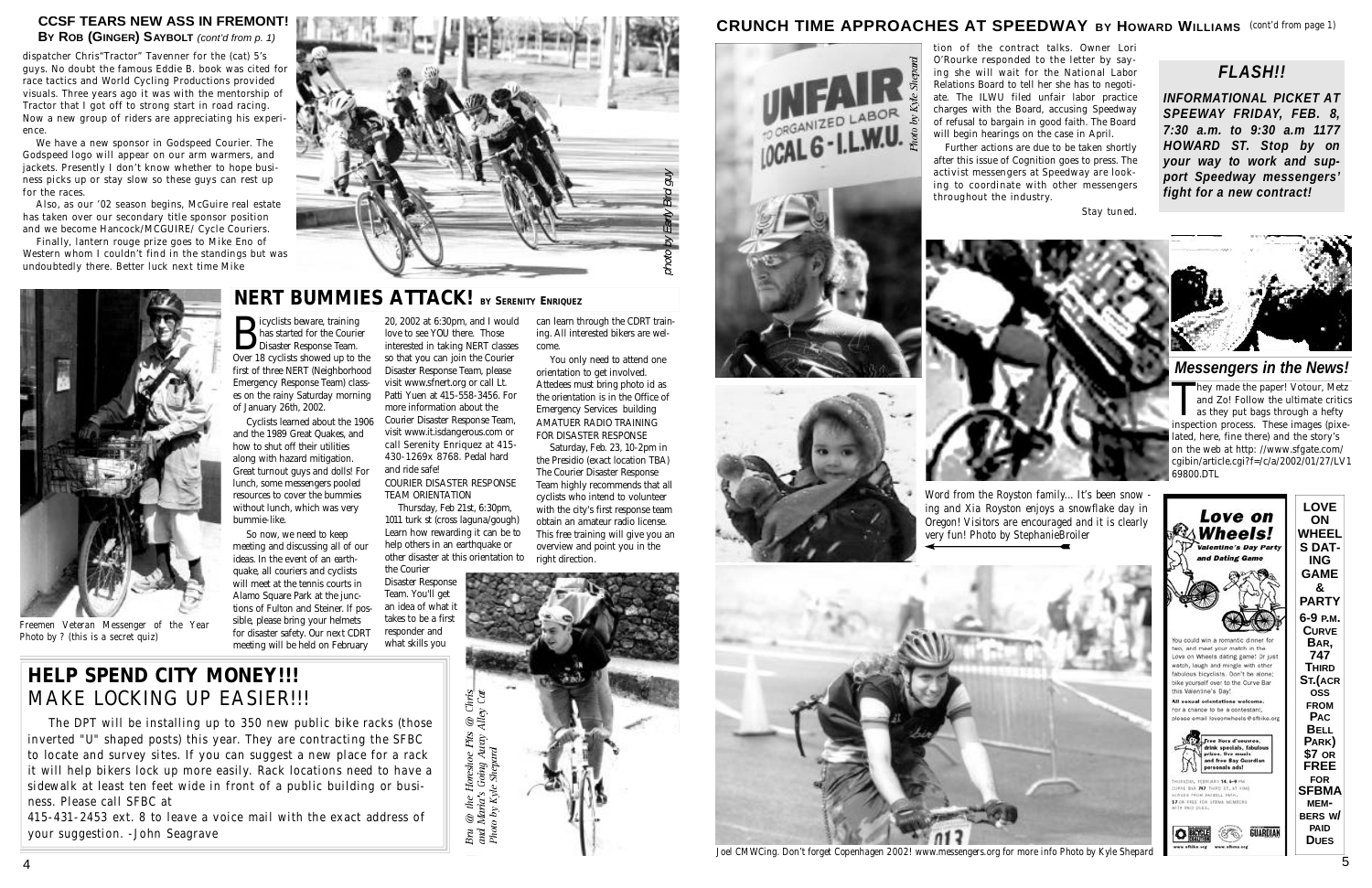## CCSF TEARS NEW ASS IN FREMONT!

**BY ROB (GINGER) SAYBOLT** *(cont'd from p. 1)*

dispatcher Chris"Tractor" Tavenner for the (cat) 5's guys. No doubt the famous Eddie B. book was cited for race tactics and World Cycling Productions provided visuals. Three years ago it was with the mentorship of Tractor that I got off to strong start in road racing. Now a new group of riders are appreciating his experience.

We have a new sponsor in Godspeed Courier. The Godspeed logo will appear on our arm warmers, and jackets. Presently I don't know whether to hope business picks up or stay slow so these guys can rest up for the races.

Also, as our '02 season begins, McGuire real estate has taken over our secondary title sponsor position and we become Hancock/MCGUIRE/ Cycle Couriers.

Finally, lantern rouge prize goes to Mike Eno of Western whom I couldn't find in the standings but was undoubtedly there. Better luck next time Mike

*photo by Early Bird guy*

Freemen Veteran Messenger of the Year Photo by ? (this is a secret quiz)

## NERT BUMMIES ATTACK! BY SERENITY ENRIQUEZ

Bicyclists beware, training has started for the Courier Disaster Response Team. Over 18 cyclists showed up to the first of three NERT (Neighborhood Emergency Response Team) classes on the rainy Saturday morning of January 26th, 2002.

Cyclists learned about the 1906 and the 1989 Great Quakes, and how to shut off their utilities along with hazard mitigation. Great turnout guys and dolls! For lunch, some messengers pooled resources to cover the bummies without lunch, which was very bummie-like.

So now, we need to keep meeting and discussing all of our ideas. In the event of an earthquake, all couriers and cyclists will meet at the tennis courts in Alamo Square Park at the junctions of Fulton and Steiner. If possible, please bring your helmets for disaster safety. Our next CDRT meeting will be held on February 20, 2002 at 6:30pm, and I would love to see YOU there. Those interested in taking NERT classes so that you can join the Courier Disaster Response Team, please visit www.sfnert.org or call Lt. Patti Yuen at 415-558-3456. For more information about the Courier Disaster Response Team, visit www.it.isdangerous.com or call Serenity Enriquez at 415-430-1269x 8768. Pedal hard and ride safe!

COURIER DISASTER RESPONSE TEAM ORIENTATION

Thursday, Feb 21st, 6:30pm, 1011 turk st (cross laguna/gough) Learn how rewarding it can be to help others in an earthquake or other disaster at this orientation to the Courier Disaster Response Team. You'll get an idea of what it takes to be a first responder and what skills you can learn through the CDRT training. All interested bikers are welcome.

You only need to attend one orientation to get involved. Attedees must bring photo id as the orientation is in the Office of Emergency Services building

AMATUER RADIO TRAINING FOR DISASTER RESPONSE

Saturday, Feb. 23, 10-2pm in the Presidio (exact location TBA) The Courier Disaster Response Team highly recommends that all cyclists who intend to volunteer with the city's first response team obtain an amateur radio license. This free training will give you an overview and point you in the right direction.

*Bru @ the Horseshoe Pits @ Chris and Maria's Going Away Alley Cat Photo by Kyle Shepard*

## HELP SPEND CITY MONEY!!! MAKE LOCKING UP EASIER!!!

The DPT will be installing up to 350 new public bike racks (those inverted "U" shaped posts) this year. They are contracting the SFBC to locate and survey sites. If you can suggest a new place for a rack it will help bikers lock up more easily. Rack locations need to have a sidewalk at least ten feet wide in front of a public building or business. Please call SFBC at 415-431-2453 ext. 8 to leave a voice mail with the exact address of your suggestion. -John Seagrave

## CRUNCH TIME APPROACHES AT SPEEDWAY BY HOWARD WILLIAMS (cont'd from page 1)

*Photo by Kyle Shepard*

tion of the contract talks. Owner Lori O'Rourke responded to the letter by saying she will wait for the National Labor Relations Board to tell her she has to negotiate. The ILWU filed unfair labor practice charges with the Board, accusing Speedway of refusal to bargain in good faith. The Board will begin hearings on the case in April.

Further actions are due to be taken shortly after this issue of Cognition goes to press. The activist messengers at Speedway are looking to coordinate with other messengers throughout the industry.

Stay tuned.

### *FLASH!!*

***INFORMATIONAL PICKET AT SPEEWAY FRIDAY, FEB. 8, 7:30 a.m. to 9:30 a.m 1177 HOWARD ST. Stop by on your way to work and support Speedway messengers' fight for a new contract!***

### *Messengers in the News!*

They made the paper! Votour, Metz and Zo! Follow the ultimate critics as they put bags through a hefty inspection process. These images (pixelated, here, fine there) and the story's on the web at http: //www.sfgate.com/cgibin/article.cgi?f=/c/a/2002/01/27/LV169800.DTL

Word from the Royston family... It's been snowing and Xia Royston enjoys a snowflake day in Oregon! Visitors are encouraged and it is clearly very fun! Photo by StephanieBroiler

**LOVE ON WHEELS DATING GAME & PARTY 6-9 P.M. CURVE BAR, 747 THIRD ST.(ACROSS FROM PAC BELL PARK) $7 OR FREE FOR SFBMA MEMBERS W/ PAID DUES**

Joel CMWCing. Don't forget Copenhagen 2002! www.messengers.org for more info Photo by Kyle Shepard